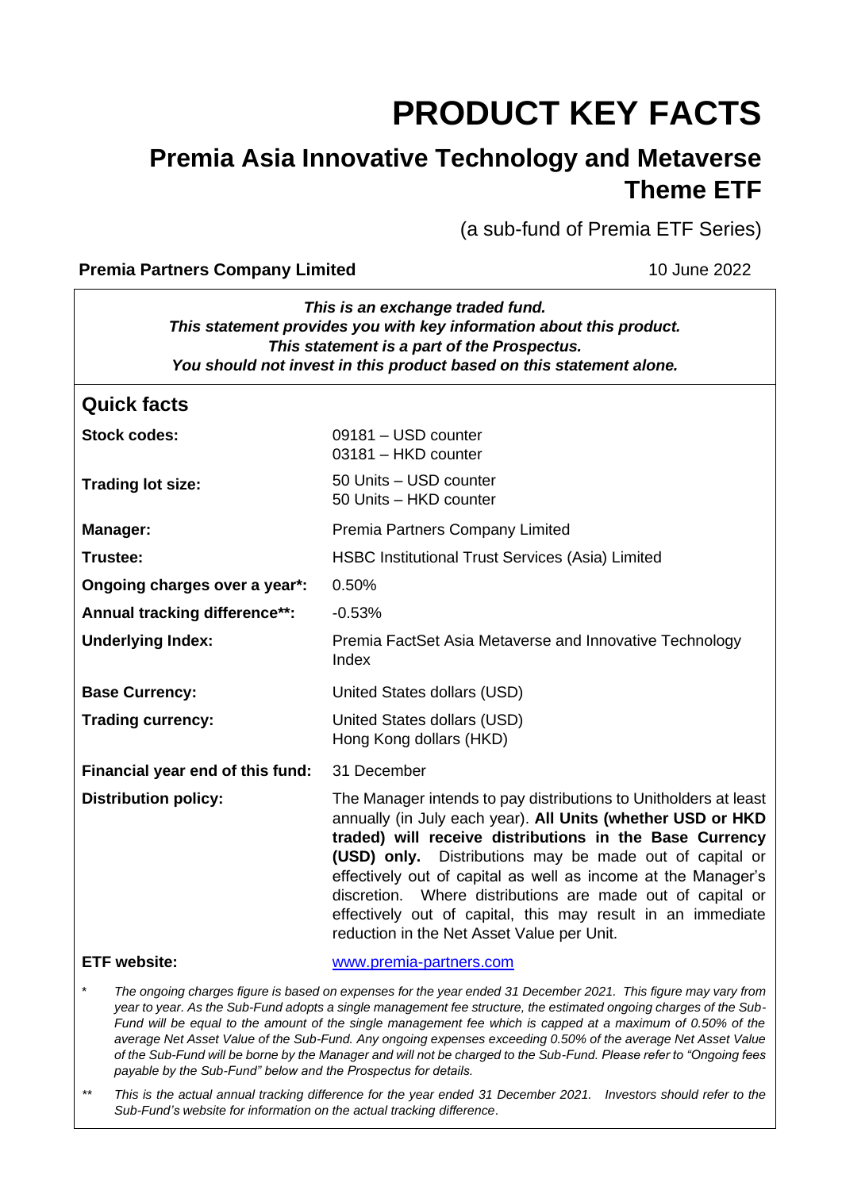# PRODUCT KEY FACTS

## Premia Asia Innovative Technology and Metaverse Theme ETF

(a sub-fund of Premia ETF Series)

**Premia Partners Company Limited** 10 June 2022

***This is an exchange traded fund.***
***This statement provides you with key information about this product.***
***This statement is a part of the Prospectus.***
***You should not invest in this product based on this statement alone.***

## Quick facts

| | |
|---|---|
| **Stock codes:** | 09181 – USD counter<br>03181 – HKD counter |
| **Trading lot size:** | 50 Units – USD counter<br>50 Units – HKD counter |
| **Manager:** | Premia Partners Company Limited |
| **Trustee:** | HSBC Institutional Trust Services (Asia) Limited |
| **Ongoing charges over a year\*:** | 0.50% |
| **Annual tracking difference\*\*:** | -0.53% |
| **Underlying Index:** | Premia FactSet Asia Metaverse and Innovative Technology Index |
| **Base Currency:** | United States dollars (USD) |
| **Trading currency:** | United States dollars (USD)<br>Hong Kong dollars (HKD) |
| **Financial year end of this fund:** | 31 December |
| **Distribution policy:** | The Manager intends to pay distributions to Unitholders at least annually (in July each year). **All Units (whether USD or HKD traded) will receive distributions in the Base Currency (USD) only.** Distributions may be made out of capital or effectively out of capital as well as income at the Manager's discretion. Where distributions are made out of capital or effectively out of capital, this may result in an immediate reduction in the Net Asset Value per Unit. |
| **ETF website:** | www.premia-partners.com |

\* *The ongoing charges figure is based on expenses for the year ended 31 December 2021. This figure may vary from year to year. As the Sub-Fund adopts a single management fee structure, the estimated ongoing charges of the Sub-Fund will be equal to the amount of the single management fee which is capped at a maximum of 0.50% of the average Net Asset Value of the Sub-Fund. Any ongoing expenses exceeding 0.50% of the average Net Asset Value of the Sub-Fund will be borne by the Manager and will not be charged to the Sub-Fund. Please refer to "Ongoing fees payable by the Sub-Fund" below and the Prospectus for details.*

\*\* *This is the actual annual tracking difference for the year ended 31 December 2021. Investors should refer to the Sub-Fund's website for information on the actual tracking difference.*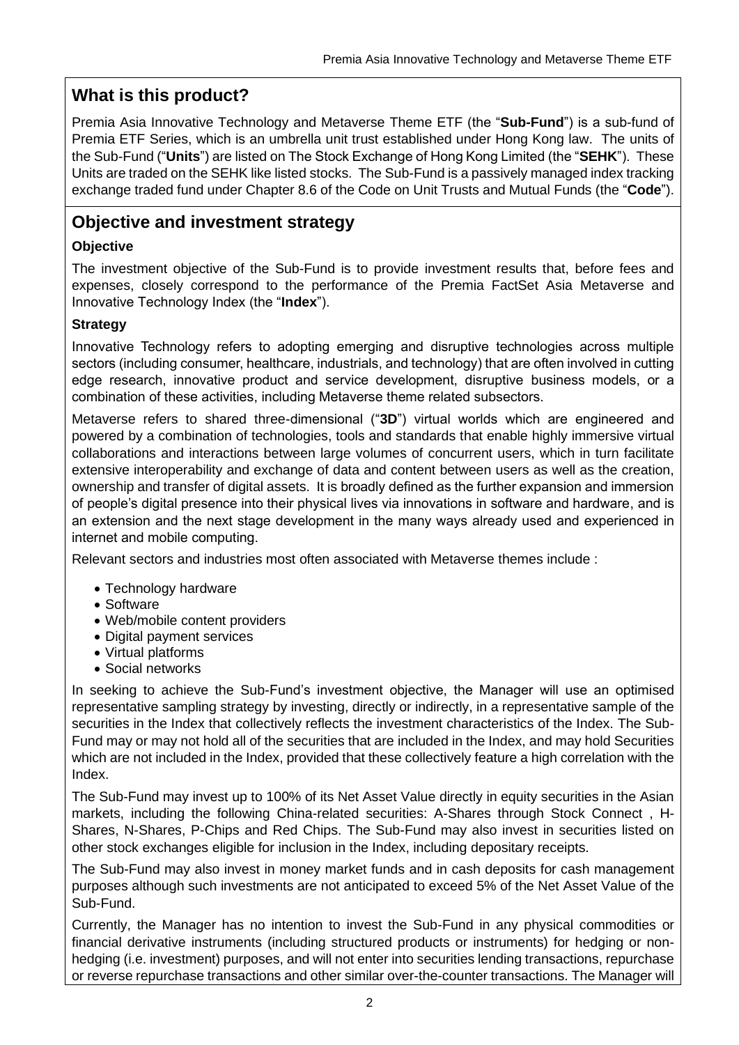## What is this product?

Premia Asia Innovative Technology and Metaverse Theme ETF (the "**Sub-Fund**") is a sub-fund of Premia ETF Series, which is an umbrella unit trust established under Hong Kong law. The units of the Sub-Fund ("**Units**") are listed on The Stock Exchange of Hong Kong Limited (the "**SEHK**"). These Units are traded on the SEHK like listed stocks. The Sub-Fund is a passively managed index tracking exchange traded fund under Chapter 8.6 of the Code on Unit Trusts and Mutual Funds (the "**Code**").

## Objective and investment strategy

### Objective

The investment objective of the Sub-Fund is to provide investment results that, before fees and expenses, closely correspond to the performance of the Premia FactSet Asia Metaverse and Innovative Technology Index (the "**Index**").

### Strategy

Innovative Technology refers to adopting emerging and disruptive technologies across multiple sectors (including consumer, healthcare, industrials, and technology) that are often involved in cutting edge research, innovative product and service development, disruptive business models, or a combination of these activities, including Metaverse theme related subsectors.

Metaverse refers to shared three-dimensional ("**3D**") virtual worlds which are engineered and powered by a combination of technologies, tools and standards that enable highly immersive virtual collaborations and interactions between large volumes of concurrent users, which in turn facilitate extensive interoperability and exchange of data and content between users as well as the creation, ownership and transfer of digital assets. It is broadly defined as the further expansion and immersion of people's digital presence into their physical lives via innovations in software and hardware, and is an extension and the next stage development in the many ways already used and experienced in internet and mobile computing.

Relevant sectors and industries most often associated with Metaverse themes include :

- Technology hardware
- Software
- Web/mobile content providers
- Digital payment services
- Virtual platforms
- Social networks

In seeking to achieve the Sub-Fund's investment objective, the Manager will use an optimised representative sampling strategy by investing, directly or indirectly, in a representative sample of the securities in the Index that collectively reflects the investment characteristics of the Index. The Sub-Fund may or may not hold all of the securities that are included in the Index, and may hold Securities which are not included in the Index, provided that these collectively feature a high correlation with the Index.

The Sub-Fund may invest up to 100% of its Net Asset Value directly in equity securities in the Asian markets, including the following China-related securities: A-Shares through Stock Connect , H-Shares, N-Shares, P-Chips and Red Chips. The Sub-Fund may also invest in securities listed on other stock exchanges eligible for inclusion in the Index, including depositary receipts.

The Sub-Fund may also invest in money market funds and in cash deposits for cash management purposes although such investments are not anticipated to exceed 5% of the Net Asset Value of the Sub-Fund.

Currently, the Manager has no intention to invest the Sub-Fund in any physical commodities or financial derivative instruments (including structured products or instruments) for hedging or non-hedging (i.e. investment) purposes, and will not enter into securities lending transactions, repurchase or reverse repurchase transactions and other similar over-the-counter transactions. The Manager will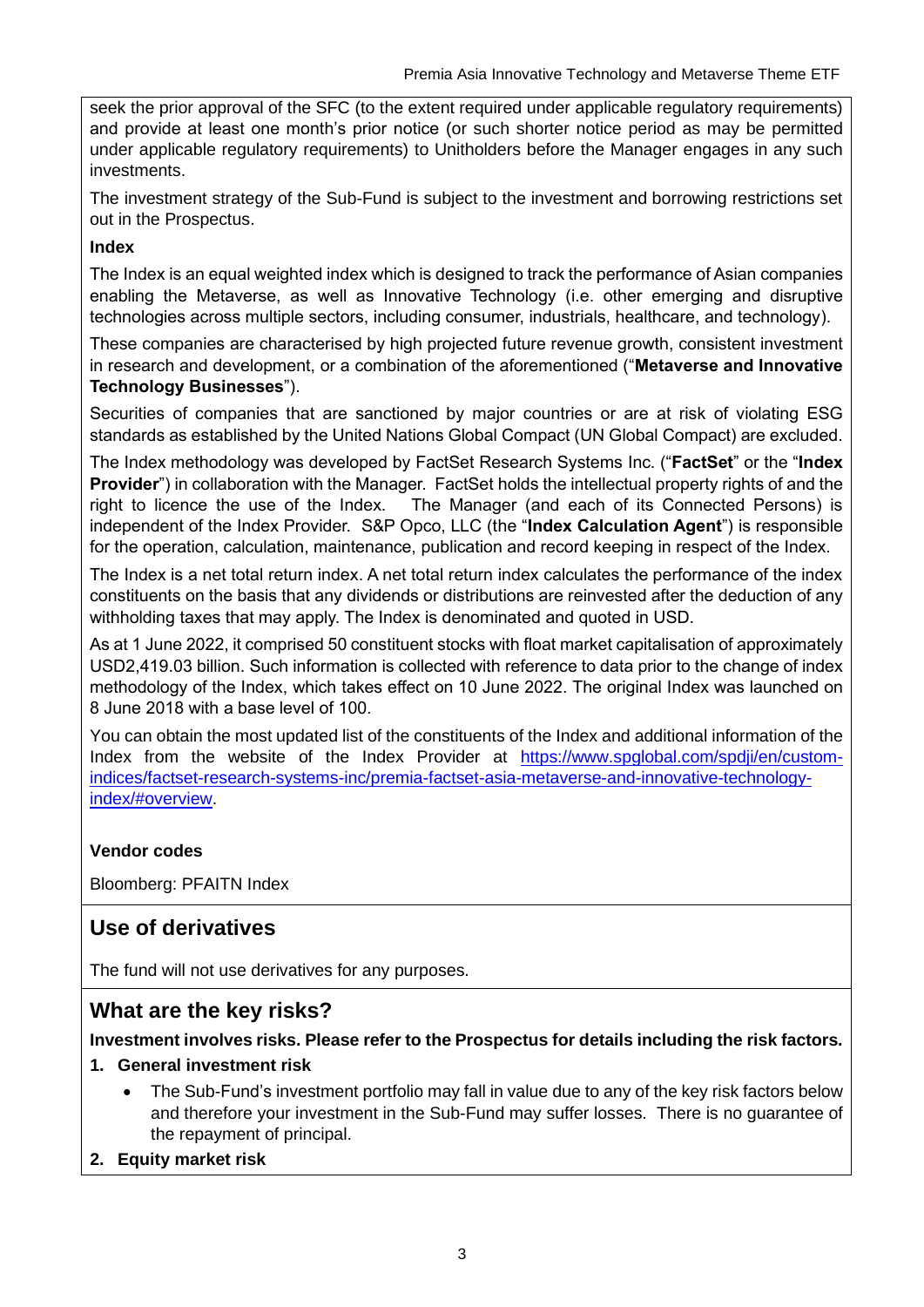seek the prior approval of the SFC (to the extent required under applicable regulatory requirements) and provide at least one month's prior notice (or such shorter notice period as may be permitted under applicable regulatory requirements) to Unitholders before the Manager engages in any such investments.

The investment strategy of the Sub-Fund is subject to the investment and borrowing restrictions set out in the Prospectus.

**Index**

The Index is an equal weighted index which is designed to track the performance of Asian companies enabling the Metaverse, as well as Innovative Technology (i.e. other emerging and disruptive technologies across multiple sectors, including consumer, industrials, healthcare, and technology).

These companies are characterised by high projected future revenue growth, consistent investment in research and development, or a combination of the aforementioned ("**Metaverse and Innovative Technology Businesses**").

Securities of companies that are sanctioned by major countries or are at risk of violating ESG standards as established by the United Nations Global Compact (UN Global Compact) are excluded.

The Index methodology was developed by FactSet Research Systems Inc. ("**FactSet**" or the "**Index Provider**") in collaboration with the Manager. FactSet holds the intellectual property rights of and the right to licence the use of the Index. The Manager (and each of its Connected Persons) is independent of the Index Provider. S&P Opco, LLC (the "**Index Calculation Agent**") is responsible for the operation, calculation, maintenance, publication and record keeping in respect of the Index.

The Index is a net total return index. A net total return index calculates the performance of the index constituents on the basis that any dividends or distributions are reinvested after the deduction of any withholding taxes that may apply. The Index is denominated and quoted in USD.

As at 1 June 2022, it comprised 50 constituent stocks with float market capitalisation of approximately USD2,419.03 billion. Such information is collected with reference to data prior to the change of index methodology of the Index, which takes effect on 10 June 2022. The original Index was launched on 8 June 2018 with a base level of 100.

You can obtain the most updated list of the constituents of the Index and additional information of the Index from the website of the Index Provider at https://www.spglobal.com/spdji/en/custom-indices/factset-research-systems-inc/premia-factset-asia-metaverse-and-innovative-technology-index/#overview.

**Vendor codes**

Bloomberg: PFAITN Index

## Use of derivatives

The fund will not use derivatives for any purposes.

## What are the key risks?

**Investment involves risks. Please refer to the Prospectus for details including the risk factors.**

1. **General investment risk**
   - The Sub-Fund's investment portfolio may fall in value due to any of the key risk factors below and therefore your investment in the Sub-Fund may suffer losses. There is no guarantee of the repayment of principal.
2. **Equity market risk**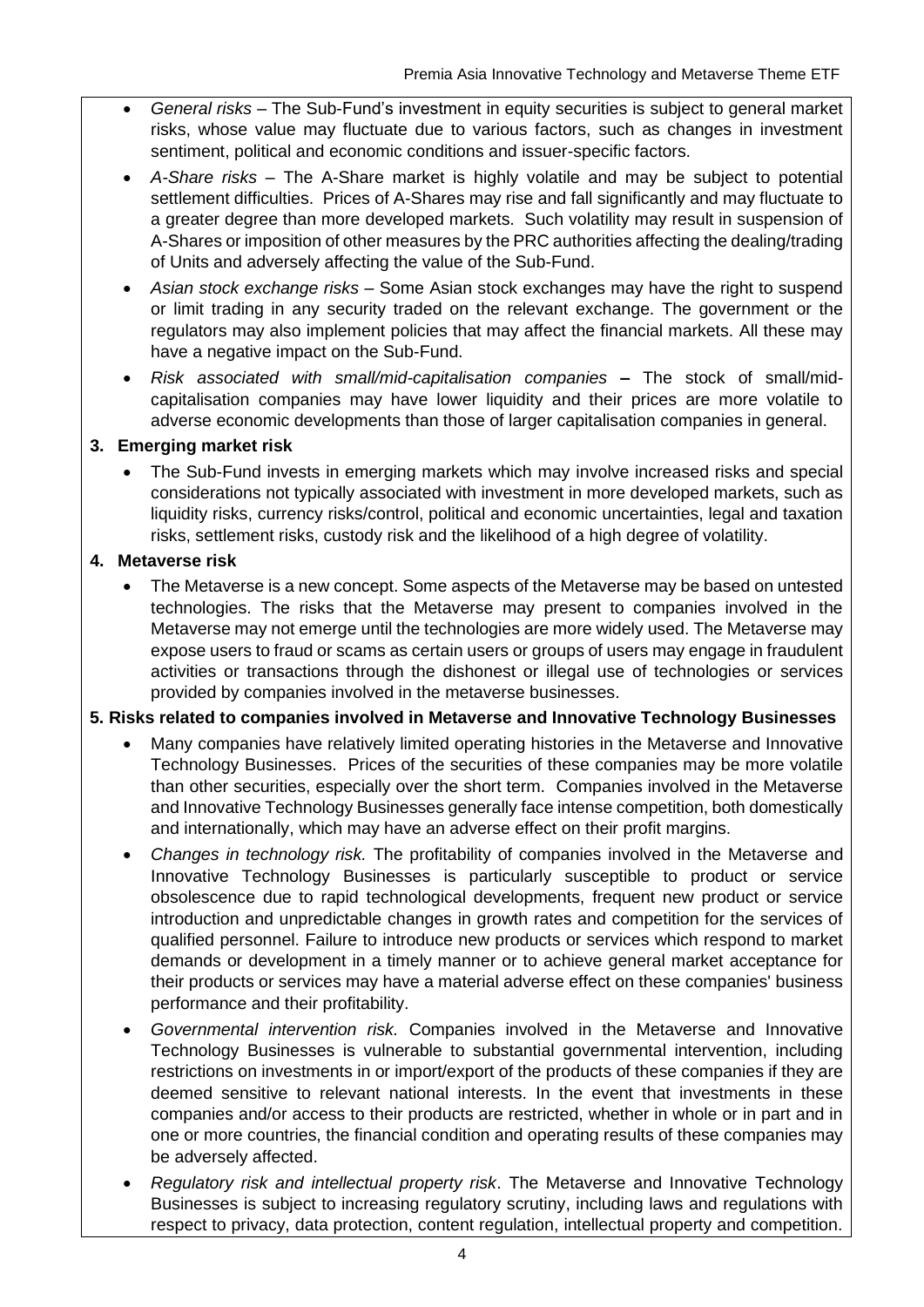- *General risks* – The Sub-Fund's investment in equity securities is subject to general market risks, whose value may fluctuate due to various factors, such as changes in investment sentiment, political and economic conditions and issuer-specific factors.
- *A-Share risks* – The A-Share market is highly volatile and may be subject to potential settlement difficulties. Prices of A-Shares may rise and fall significantly and may fluctuate to a greater degree than more developed markets. Such volatility may result in suspension of A-Shares or imposition of other measures by the PRC authorities affecting the dealing/trading of Units and adversely affecting the value of the Sub-Fund.
- *Asian stock exchange risks* – Some Asian stock exchanges may have the right to suspend or limit trading in any security traded on the relevant exchange. The government or the regulators may also implement policies that may affect the financial markets. All these may have a negative impact on the Sub-Fund.
- *Risk associated with small/mid-capitalisation companies* **–** The stock of small/mid-capitalisation companies may have lower liquidity and their prices are more volatile to adverse economic developments than those of larger capitalisation companies in general.

**3. Emerging market risk**

- The Sub-Fund invests in emerging markets which may involve increased risks and special considerations not typically associated with investment in more developed markets, such as liquidity risks, currency risks/control, political and economic uncertainties, legal and taxation risks, settlement risks, custody risk and the likelihood of a high degree of volatility.

**4. Metaverse risk**

- The Metaverse is a new concept. Some aspects of the Metaverse may be based on untested technologies. The risks that the Metaverse may present to companies involved in the Metaverse may not emerge until the technologies are more widely used. The Metaverse may expose users to fraud or scams as certain users or groups of users may engage in fraudulent activities or transactions through the dishonest or illegal use of technologies or services provided by companies involved in the metaverse businesses.

**5. Risks related to companies involved in Metaverse and Innovative Technology Businesses**

- Many companies have relatively limited operating histories in the Metaverse and Innovative Technology Businesses. Prices of the securities of these companies may be more volatile than other securities, especially over the short term. Companies involved in the Metaverse and Innovative Technology Businesses generally face intense competition, both domestically and internationally, which may have an adverse effect on their profit margins.
- *Changes in technology risk.* The profitability of companies involved in the Metaverse and Innovative Technology Businesses is particularly susceptible to product or service obsolescence due to rapid technological developments, frequent new product or service introduction and unpredictable changes in growth rates and competition for the services of qualified personnel. Failure to introduce new products or services which respond to market demands or development in a timely manner or to achieve general market acceptance for their products or services may have a material adverse effect on these companies' business performance and their profitability.
- *Governmental intervention risk.* Companies involved in the Metaverse and Innovative Technology Businesses is vulnerable to substantial governmental intervention, including restrictions on investments in or import/export of the products of these companies if they are deemed sensitive to relevant national interests. In the event that investments in these companies and/or access to their products are restricted, whether in whole or in part and in one or more countries, the financial condition and operating results of these companies may be adversely affected.
- *Regulatory risk and intellectual property risk*. The Metaverse and Innovative Technology Businesses is subject to increasing regulatory scrutiny, including laws and regulations with respect to privacy, data protection, content regulation, intellectual property and competition.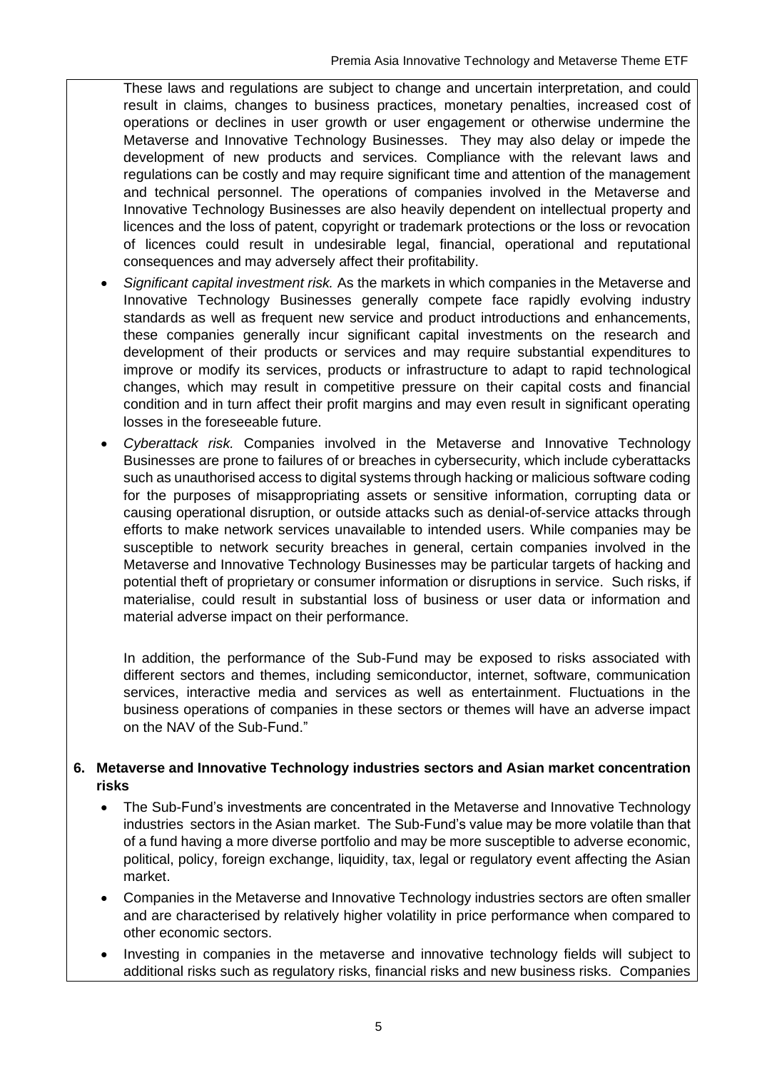These laws and regulations are subject to change and uncertain interpretation, and could result in claims, changes to business practices, monetary penalties, increased cost of operations or declines in user growth or user engagement or otherwise undermine the Metaverse and Innovative Technology Businesses. They may also delay or impede the development of new products and services. Compliance with the relevant laws and regulations can be costly and may require significant time and attention of the management and technical personnel. The operations of companies involved in the Metaverse and Innovative Technology Businesses are also heavily dependent on intellectual property and licences and the loss of patent, copyright or trademark protections or the loss or revocation of licences could result in undesirable legal, financial, operational and reputational consequences and may adversely affect their profitability.

- *Significant capital investment risk.* As the markets in which companies in the Metaverse and Innovative Technology Businesses generally compete face rapidly evolving industry standards as well as frequent new service and product introductions and enhancements, these companies generally incur significant capital investments on the research and development of their products or services and may require substantial expenditures to improve or modify its services, products or infrastructure to adapt to rapid technological changes, which may result in competitive pressure on their capital costs and financial condition and in turn affect their profit margins and may even result in significant operating losses in the foreseeable future.
- *Cyberattack risk.* Companies involved in the Metaverse and Innovative Technology Businesses are prone to failures of or breaches in cybersecurity, which include cyberattacks such as unauthorised access to digital systems through hacking or malicious software coding for the purposes of misappropriating assets or sensitive information, corrupting data or causing operational disruption, or outside attacks such as denial-of-service attacks through efforts to make network services unavailable to intended users. While companies may be susceptible to network security breaches in general, certain companies involved in the Metaverse and Innovative Technology Businesses may be particular targets of hacking and potential theft of proprietary or consumer information or disruptions in service. Such risks, if materialise, could result in substantial loss of business or user data or information and material adverse impact on their performance.

In addition, the performance of the Sub-Fund may be exposed to risks associated with different sectors and themes, including semiconductor, internet, software, communication services, interactive media and services as well as entertainment. Fluctuations in the business operations of companies in these sectors or themes will have an adverse impact on the NAV of the Sub-Fund."

**6. Metaverse and Innovative Technology industries sectors and Asian market concentration risks**

- The Sub-Fund's investments are concentrated in the Metaverse and Innovative Technology industries sectors in the Asian market. The Sub-Fund's value may be more volatile than that of a fund having a more diverse portfolio and may be more susceptible to adverse economic, political, policy, foreign exchange, liquidity, tax, legal or regulatory event affecting the Asian market.
- Companies in the Metaverse and Innovative Technology industries sectors are often smaller and are characterised by relatively higher volatility in price performance when compared to other economic sectors.
- Investing in companies in the metaverse and innovative technology fields will subject to additional risks such as regulatory risks, financial risks and new business risks. Companies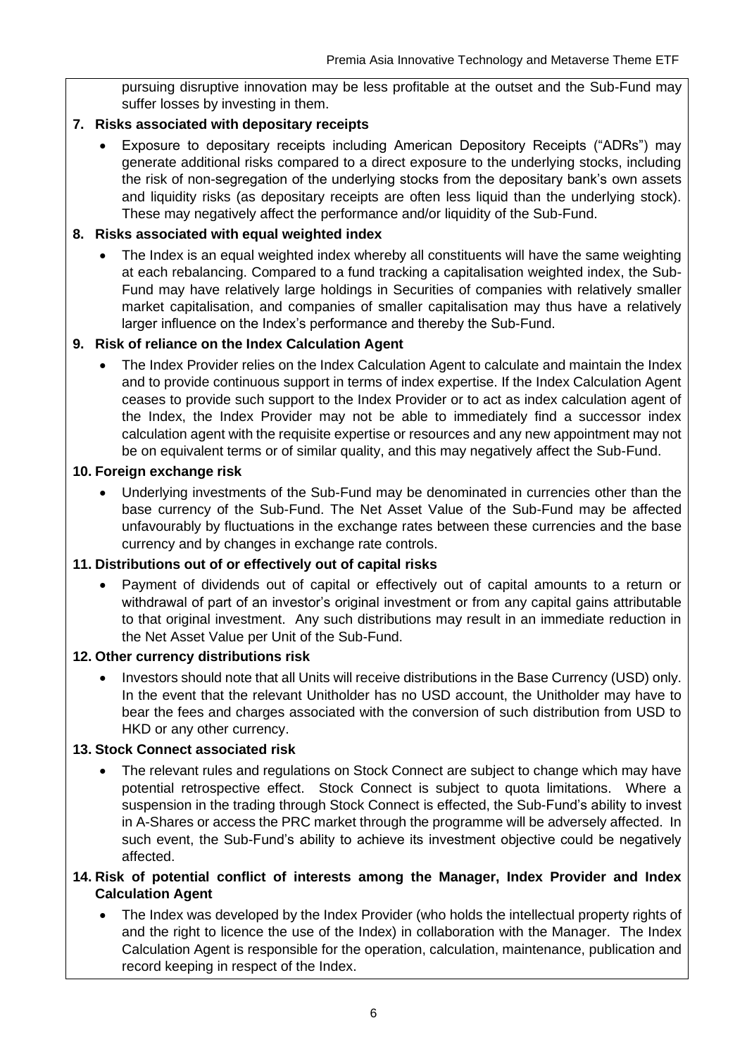pursuing disruptive innovation may be less profitable at the outset and the Sub-Fund may suffer losses by investing in them.

**7. Risks associated with depositary receipts**

- Exposure to depositary receipts including American Depository Receipts ("ADRs") may generate additional risks compared to a direct exposure to the underlying stocks, including the risk of non-segregation of the underlying stocks from the depositary bank's own assets and liquidity risks (as depositary receipts are often less liquid than the underlying stock). These may negatively affect the performance and/or liquidity of the Sub-Fund.

**8. Risks associated with equal weighted index**

- The Index is an equal weighted index whereby all constituents will have the same weighting at each rebalancing. Compared to a fund tracking a capitalisation weighted index, the Sub-Fund may have relatively large holdings in Securities of companies with relatively smaller market capitalisation, and companies of smaller capitalisation may thus have a relatively larger influence on the Index's performance and thereby the Sub-Fund.

**9. Risk of reliance on the Index Calculation Agent**

- The Index Provider relies on the Index Calculation Agent to calculate and maintain the Index and to provide continuous support in terms of index expertise. If the Index Calculation Agent ceases to provide such support to the Index Provider or to act as index calculation agent of the Index, the Index Provider may not be able to immediately find a successor index calculation agent with the requisite expertise or resources and any new appointment may not be on equivalent terms or of similar quality, and this may negatively affect the Sub-Fund.

**10. Foreign exchange risk**

- Underlying investments of the Sub-Fund may be denominated in currencies other than the base currency of the Sub-Fund. The Net Asset Value of the Sub-Fund may be affected unfavourably by fluctuations in the exchange rates between these currencies and the base currency and by changes in exchange rate controls.

**11. Distributions out of or effectively out of capital risks**

- Payment of dividends out of capital or effectively out of capital amounts to a return or withdrawal of part of an investor's original investment or from any capital gains attributable to that original investment. Any such distributions may result in an immediate reduction in the Net Asset Value per Unit of the Sub-Fund.

**12. Other currency distributions risk**

- Investors should note that all Units will receive distributions in the Base Currency (USD) only. In the event that the relevant Unitholder has no USD account, the Unitholder may have to bear the fees and charges associated with the conversion of such distribution from USD to HKD or any other currency.

**13. Stock Connect associated risk**

- The relevant rules and regulations on Stock Connect are subject to change which may have potential retrospective effect. Stock Connect is subject to quota limitations. Where a suspension in the trading through Stock Connect is effected, the Sub-Fund's ability to invest in A-Shares or access the PRC market through the programme will be adversely affected. In such event, the Sub-Fund's ability to achieve its investment objective could be negatively affected.

**14. Risk of potential conflict of interests among the Manager, Index Provider and Index Calculation Agent**

- The Index was developed by the Index Provider (who holds the intellectual property rights of and the right to licence the use of the Index) in collaboration with the Manager. The Index Calculation Agent is responsible for the operation, calculation, maintenance, publication and record keeping in respect of the Index.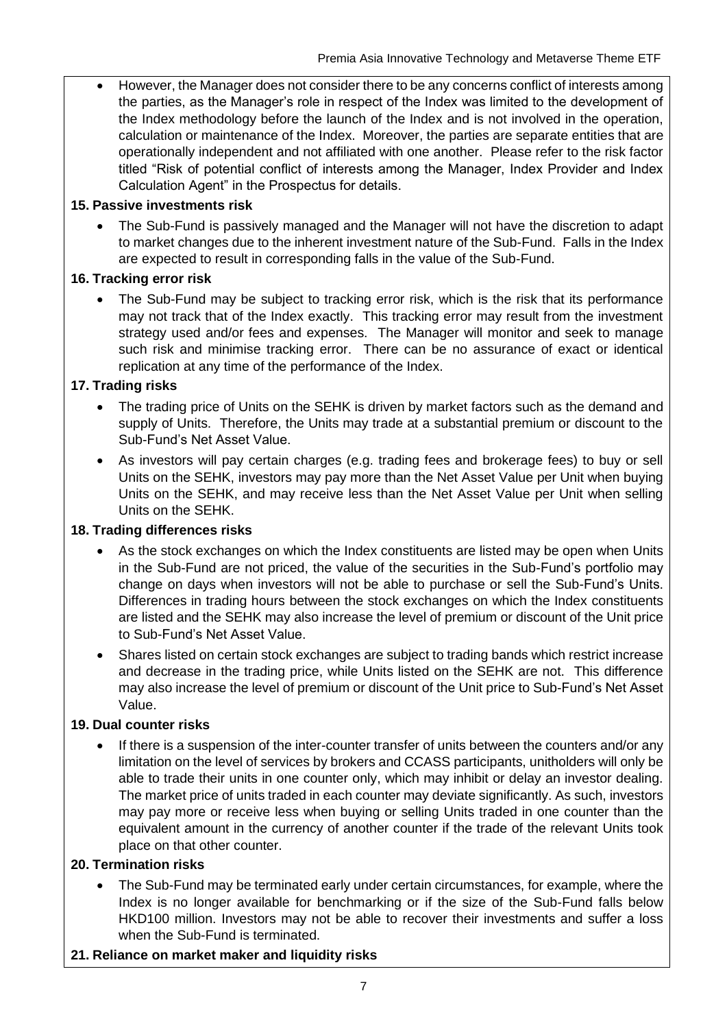- However, the Manager does not consider there to be any concerns conflict of interests among the parties, as the Manager's role in respect of the Index was limited to the development of the Index methodology before the launch of the Index and is not involved in the operation, calculation or maintenance of the Index. Moreover, the parties are separate entities that are operationally independent and not affiliated with one another. Please refer to the risk factor titled "Risk of potential conflict of interests among the Manager, Index Provider and Index Calculation Agent" in the Prospectus for details.

**15. Passive investments risk**

- The Sub-Fund is passively managed and the Manager will not have the discretion to adapt to market changes due to the inherent investment nature of the Sub-Fund. Falls in the Index are expected to result in corresponding falls in the value of the Sub-Fund.

**16. Tracking error risk**

- The Sub-Fund may be subject to tracking error risk, which is the risk that its performance may not track that of the Index exactly. This tracking error may result from the investment strategy used and/or fees and expenses. The Manager will monitor and seek to manage such risk and minimise tracking error. There can be no assurance of exact or identical replication at any time of the performance of the Index.

**17. Trading risks**

- The trading price of Units on the SEHK is driven by market factors such as the demand and supply of Units. Therefore, the Units may trade at a substantial premium or discount to the Sub-Fund's Net Asset Value.
- As investors will pay certain charges (e.g. trading fees and brokerage fees) to buy or sell Units on the SEHK, investors may pay more than the Net Asset Value per Unit when buying Units on the SEHK, and may receive less than the Net Asset Value per Unit when selling Units on the SEHK.

**18. Trading differences risks**

- As the stock exchanges on which the Index constituents are listed may be open when Units in the Sub-Fund are not priced, the value of the securities in the Sub-Fund's portfolio may change on days when investors will not be able to purchase or sell the Sub-Fund's Units. Differences in trading hours between the stock exchanges on which the Index constituents are listed and the SEHK may also increase the level of premium or discount of the Unit price to Sub-Fund's Net Asset Value.
- Shares listed on certain stock exchanges are subject to trading bands which restrict increase and decrease in the trading price, while Units listed on the SEHK are not. This difference may also increase the level of premium or discount of the Unit price to Sub-Fund's Net Asset Value.

**19. Dual counter risks**

- If there is a suspension of the inter-counter transfer of units between the counters and/or any limitation on the level of services by brokers and CCASS participants, unitholders will only be able to trade their units in one counter only, which may inhibit or delay an investor dealing. The market price of units traded in each counter may deviate significantly. As such, investors may pay more or receive less when buying or selling Units traded in one counter than the equivalent amount in the currency of another counter if the trade of the relevant Units took place on that other counter.

**20. Termination risks**

- The Sub-Fund may be terminated early under certain circumstances, for example, where the Index is no longer available for benchmarking or if the size of the Sub-Fund falls below HKD100 million. Investors may not be able to recover their investments and suffer a loss when the Sub-Fund is terminated.

**21. Reliance on market maker and liquidity risks**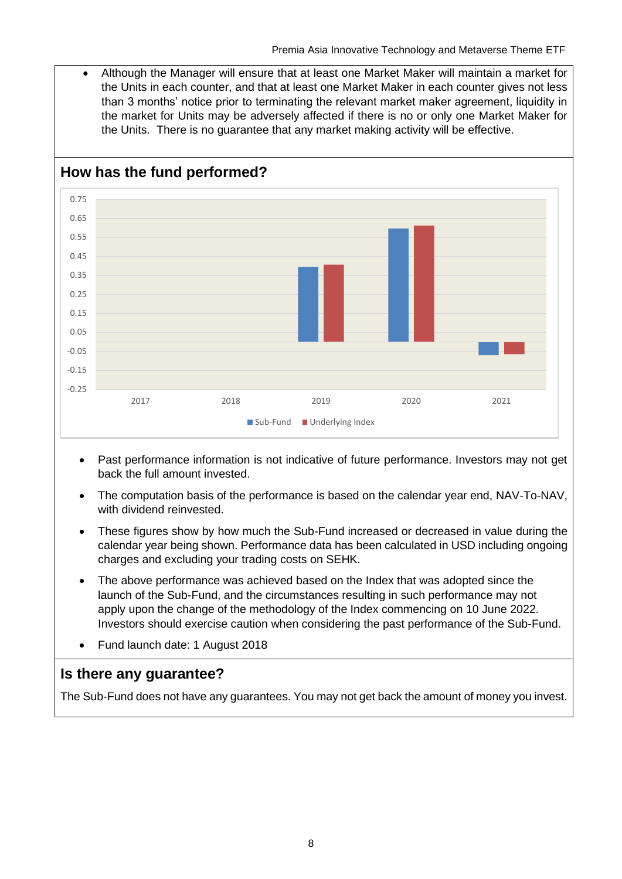- Although the Manager will ensure that at least one Market Maker will maintain a market for the Units in each counter, and that at least one Market Maker in each counter gives not less than 3 months' notice prior to terminating the relevant market maker agreement, liquidity in the market for Units may be adversely affected if there is no or only one Market Maker for the Units. There is no guarantee that any market making activity will be effective.

## How has the fund performed?

- Past performance information is not indicative of future performance. Investors may not get back the full amount invested.
- The computation basis of the performance is based on the calendar year end, NAV-To-NAV, with dividend reinvested.
- These figures show by how much the Sub-Fund increased or decreased in value during the calendar year being shown. Performance data has been calculated in USD including ongoing charges and excluding your trading costs on SEHK.
- The above performance was achieved based on the Index that was adopted since the launch of the Sub-Fund, and the circumstances resulting in such performance may not apply upon the change of the methodology of the Index commencing on 10 June 2022. Investors should exercise caution when considering the past performance of the Sub-Fund.
- Fund launch date: 1 August 2018

## Is there any guarantee?

The Sub-Fund does not have any guarantees. You may not get back the amount of money you invest.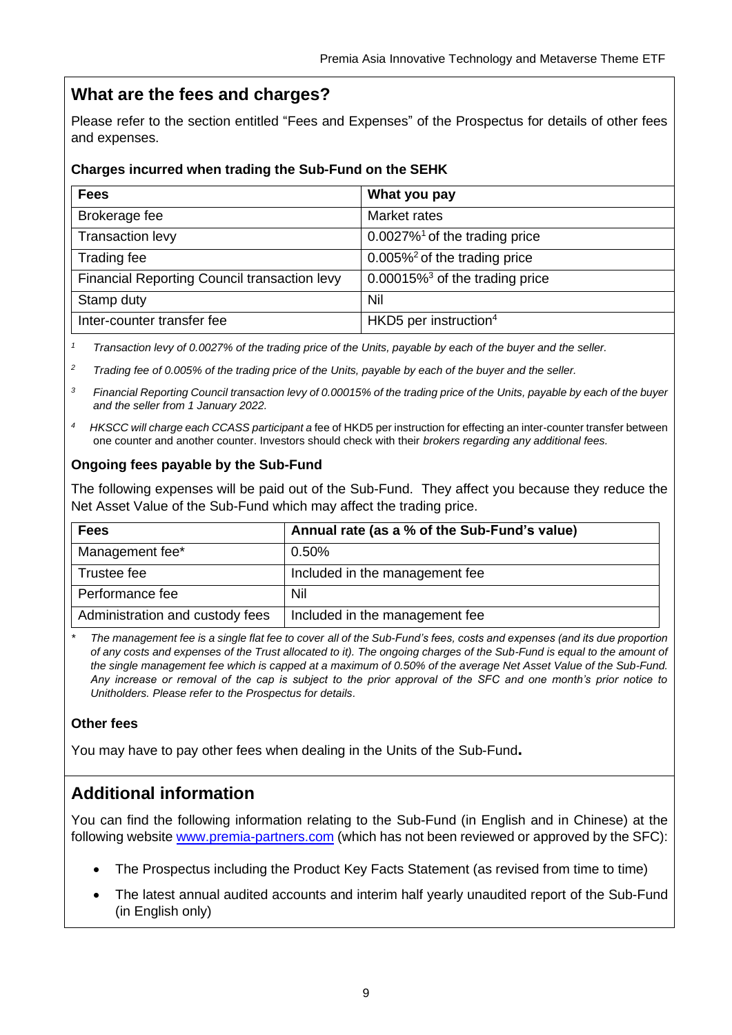## What are the fees and charges?

Please refer to the section entitled "Fees and Expenses" of the Prospectus for details of other fees and expenses.

### Charges incurred when trading the Sub-Fund on the SEHK

| Fees | What you pay |
|---|---|
| Brokerage fee | Market rates |
| Transaction levy | 0.0027%[1] of the trading price |
| Trading fee | 0.005%[2] of the trading price |
| Financial Reporting Council transaction levy | 0.00015%[3] of the trading price |
| Stamp duty | Nil |
| Inter-counter transfer fee | HKD5 per instruction[4] |

[1] *Transaction levy of 0.0027% of the trading price of the Units, payable by each of the buyer and the seller.*

[2] *Trading fee of 0.005% of the trading price of the Units, payable by each of the buyer and the seller.*

[3] *Financial Reporting Council transaction levy of 0.00015% of the trading price of the Units, payable by each of the buyer and the seller from 1 January 2022.*

[4] *HKSCC will charge each CCASS participant a* fee of HKD5 per instruction for effecting an inter-counter transfer between one counter and another counter. Investors should check with their *brokers regarding any additional fees.*

### Ongoing fees payable by the Sub-Fund

The following expenses will be paid out of the Sub-Fund. They affect you because they reduce the Net Asset Value of the Sub-Fund which may affect the trading price.

| Fees | Annual rate (as a % of the Sub-Fund's value) |
|---|---|
| Management fee* | 0.50% |
| Trustee fee | Included in the management fee |
| Performance fee | Nil |
| Administration and custody fees | Included in the management fee |

\* *The management fee is a single flat fee to cover all of the Sub-Fund's fees, costs and expenses (and its due proportion of any costs and expenses of the Trust allocated to it). The ongoing charges of the Sub-Fund is equal to the amount of the single management fee which is capped at a maximum of 0.50% of the average Net Asset Value of the Sub-Fund. Any increase or removal of the cap is subject to the prior approval of the SFC and one month's prior notice to Unitholders. Please refer to the Prospectus for details.*

### Other fees

You may have to pay other fees when dealing in the Units of the Sub-Fund**.**

## Additional information

You can find the following information relating to the Sub-Fund (in English and in Chinese) at the following website www.premia-partners.com (which has not been reviewed or approved by the SFC):

- The Prospectus including the Product Key Facts Statement (as revised from time to time)
- The latest annual audited accounts and interim half yearly unaudited report of the Sub-Fund (in English only)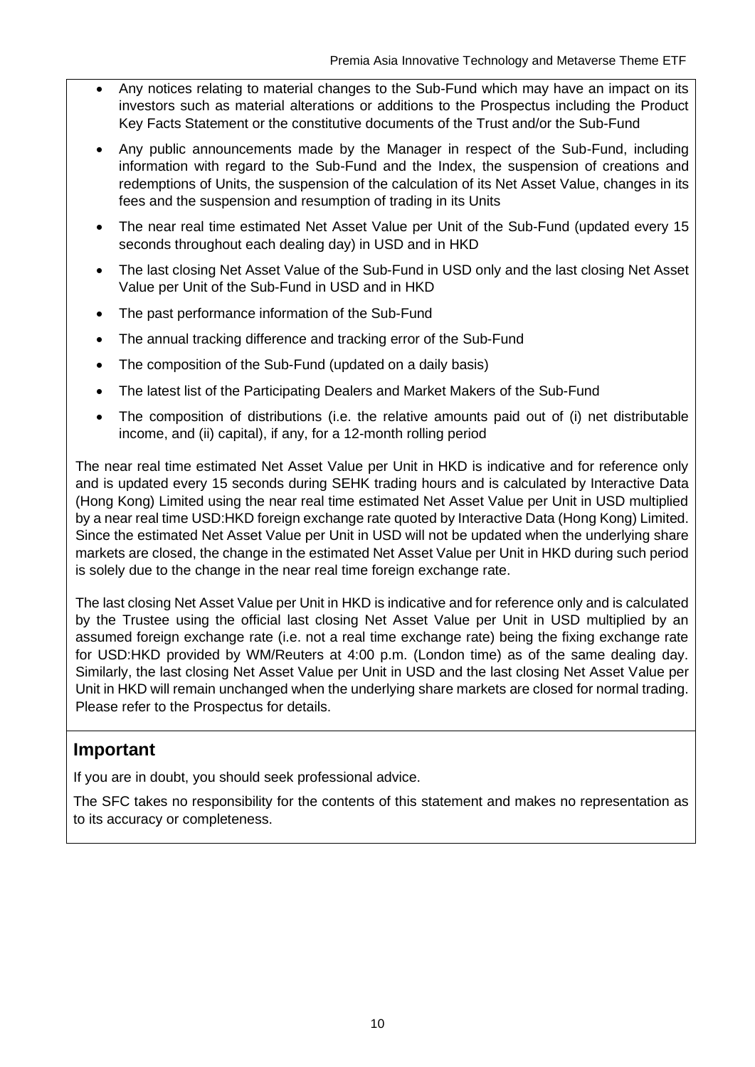- Any notices relating to material changes to the Sub-Fund which may have an impact on its investors such as material alterations or additions to the Prospectus including the Product Key Facts Statement or the constitutive documents of the Trust and/or the Sub-Fund
- Any public announcements made by the Manager in respect of the Sub-Fund, including information with regard to the Sub-Fund and the Index, the suspension of creations and redemptions of Units, the suspension of the calculation of its Net Asset Value, changes in its fees and the suspension and resumption of trading in its Units
- The near real time estimated Net Asset Value per Unit of the Sub-Fund (updated every 15 seconds throughout each dealing day) in USD and in HKD
- The last closing Net Asset Value of the Sub-Fund in USD only and the last closing Net Asset Value per Unit of the Sub-Fund in USD and in HKD
- The past performance information of the Sub-Fund
- The annual tracking difference and tracking error of the Sub-Fund
- The composition of the Sub-Fund (updated on a daily basis)
- The latest list of the Participating Dealers and Market Makers of the Sub-Fund
- The composition of distributions (i.e. the relative amounts paid out of (i) net distributable income, and (ii) capital), if any, for a 12-month rolling period

The near real time estimated Net Asset Value per Unit in HKD is indicative and for reference only and is updated every 15 seconds during SEHK trading hours and is calculated by Interactive Data (Hong Kong) Limited using the near real time estimated Net Asset Value per Unit in USD multiplied by a near real time USD:HKD foreign exchange rate quoted by Interactive Data (Hong Kong) Limited. Since the estimated Net Asset Value per Unit in USD will not be updated when the underlying share markets are closed, the change in the estimated Net Asset Value per Unit in HKD during such period is solely due to the change in the near real time foreign exchange rate.

The last closing Net Asset Value per Unit in HKD is indicative and for reference only and is calculated by the Trustee using the official last closing Net Asset Value per Unit in USD multiplied by an assumed foreign exchange rate (i.e. not a real time exchange rate) being the fixing exchange rate for USD:HKD provided by WM/Reuters at 4:00 p.m. (London time) as of the same dealing day. Similarly, the last closing Net Asset Value per Unit in USD and the last closing Net Asset Value per Unit in HKD will remain unchanged when the underlying share markets are closed for normal trading. Please refer to the Prospectus for details.

## Important

If you are in doubt, you should seek professional advice.

The SFC takes no responsibility for the contents of this statement and makes no representation as to its accuracy or completeness.